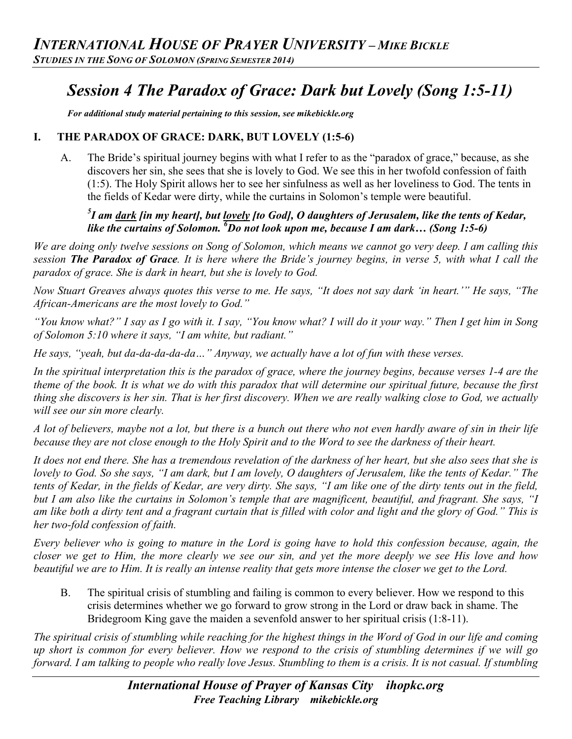# Session 4 The Paradox of Grace: Dark but Lovely (Song 1:5-11)

*For additional study material pertaining to this session, see mikebickle.org*

## I. THE PARADOX OF GRACE: DARK, BUT LOVELY (1:5-6)

A. The Bride's spiritual journey begins with what I refer to as the "paradox of grace," because, as she discovers her sin, she sees that she is lovely to God. We see this in her twofold confession of faith (1:5). The Holy Spirit allows her to see her sinfulness as well as her loveliness to God. The tents in the fields of Kedar were dirty, while the curtains in Solomon's temple were beautiful.

> ***[5]I am dark [in my heart], but lovely [to God], O daughters of Jerusalem, like the tents of Kedar, like the curtains of Solomon. [6]Do not look upon me, because I am dark… (Song 1:5-6)***

*We are doing only twelve sessions on Song of Solomon, which means we cannot go very deep. I am calling this session **The Paradox of Grace**. It is here where the Bride's journey begins, in verse 5, with what I call the paradox of grace. She is dark in heart, but she is lovely to God.*

*Now Stuart Greaves always quotes this verse to me. He says, "It does not say dark 'in heart.'" He says, "The African-Americans are the most lovely to God."*

*"You know what?" I say as I go with it. I say, "You know what? I will do it your way." Then I get him in Song of Solomon 5:10 where it says, "I am white, but radiant."*

*He says, "yeah, but da-da-da-da-da…" Anyway, we actually have a lot of fun with these verses.*

*In the spiritual interpretation this is the paradox of grace, where the journey begins, because verses 1-4 are the theme of the book. It is what we do with this paradox that will determine our spiritual future, because the first thing she discovers is her sin. That is her first discovery. When we are really walking close to God, we actually will see our sin more clearly.*

*A lot of believers, maybe not a lot, but there is a bunch out there who not even hardly aware of sin in their life because they are not close enough to the Holy Spirit and to the Word to see the darkness of their heart.*

*It does not end there. She has a tremendous revelation of the darkness of her heart, but she also sees that she is lovely to God. So she says, "I am dark, but I am lovely, O daughters of Jerusalem, like the tents of Kedar." The tents of Kedar, in the fields of Kedar, are very dirty. She says, "I am like one of the dirty tents out in the field, but I am also like the curtains in Solomon's temple that are magnificent, beautiful, and fragrant. She says, "I am like both a dirty tent and a fragrant curtain that is filled with color and light and the glory of God." This is her two-fold confession of faith.*

*Every believer who is going to mature in the Lord is going have to hold this confession because, again, the closer we get to Him, the more clearly we see our sin, and yet the more deeply we see His love and how beautiful we are to Him. It is really an intense reality that gets more intense the closer we get to the Lord.*

B. The spiritual crisis of stumbling and failing is common to every believer. How we respond to this crisis determines whether we go forward to grow strong in the Lord or draw back in shame. The Bridegroom King gave the maiden a sevenfold answer to her spiritual crisis (1:8-11).

*The spiritual crisis of stumbling while reaching for the highest things in the Word of God in our life and coming up short is common for every believer. How we respond to the crisis of stumbling determines if we will go forward. I am talking to people who really love Jesus. Stumbling to them is a crisis. It is not casual. If stumbling*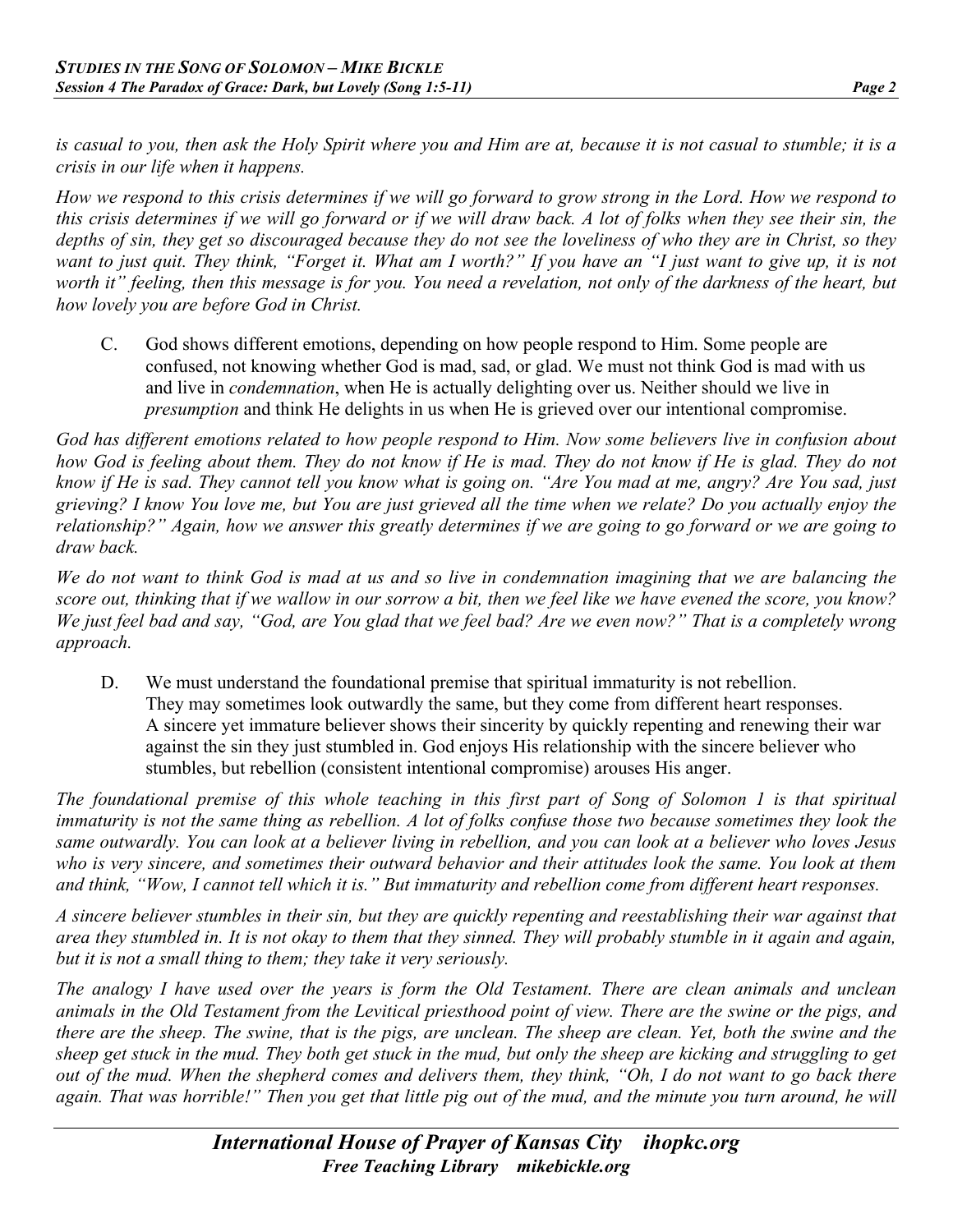*is casual to you, then ask the Holy Spirit where you and Him are at, because it is not casual to stumble; it is a crisis in our life when it happens.*

*How we respond to this crisis determines if we will go forward to grow strong in the Lord. How we respond to this crisis determines if we will go forward or if we will draw back. A lot of folks when they see their sin, the depths of sin, they get so discouraged because they do not see the loveliness of who they are in Christ, so they want to just quit. They think, "Forget it. What am I worth?" If you have an "I just want to give up, it is not worth it" feeling, then this message is for you. You need a revelation, not only of the darkness of the heart, but how lovely you are before God in Christ.*

C. God shows different emotions, depending on how people respond to Him. Some people are confused, not knowing whether God is mad, sad, or glad. We must not think God is mad with us and live in *condemnation*, when He is actually delighting over us. Neither should we live in *presumption* and think He delights in us when He is grieved over our intentional compromise.

*God has different emotions related to how people respond to Him. Now some believers live in confusion about how God is feeling about them. They do not know if He is mad. They do not know if He is glad. They do not know if He is sad. They cannot tell you know what is going on. "Are You mad at me, angry? Are You sad, just grieving? I know You love me, but You are just grieved all the time when we relate? Do you actually enjoy the relationship?" Again, how we answer this greatly determines if we are going to go forward or we are going to draw back.*

*We do not want to think God is mad at us and so live in condemnation imagining that we are balancing the score out, thinking that if we wallow in our sorrow a bit, then we feel like we have evened the score, you know? We just feel bad and say, "God, are You glad that we feel bad? Are we even now?" That is a completely wrong approach.*

D. We must understand the foundational premise that spiritual immaturity is not rebellion. They may sometimes look outwardly the same, but they come from different heart responses. A sincere yet immature believer shows their sincerity by quickly repenting and renewing their war against the sin they just stumbled in. God enjoys His relationship with the sincere believer who stumbles, but rebellion (consistent intentional compromise) arouses His anger.

*The foundational premise of this whole teaching in this first part of Song of Solomon 1 is that spiritual immaturity is not the same thing as rebellion. A lot of folks confuse those two because sometimes they look the same outwardly. You can look at a believer living in rebellion, and you can look at a believer who loves Jesus who is very sincere, and sometimes their outward behavior and their attitudes look the same. You look at them and think, "Wow, I cannot tell which it is." But immaturity and rebellion come from different heart responses.*

*A sincere believer stumbles in their sin, but they are quickly repenting and reestablishing their war against that area they stumbled in. It is not okay to them that they sinned. They will probably stumble in it again and again, but it is not a small thing to them; they take it very seriously.*

*The analogy I have used over the years is form the Old Testament. There are clean animals and unclean animals in the Old Testament from the Levitical priesthood point of view. There are the swine or the pigs, and there are the sheep. The swine, that is the pigs, are unclean. The sheep are clean. Yet, both the swine and the sheep get stuck in the mud. They both get stuck in the mud, but only the sheep are kicking and struggling to get out of the mud. When the shepherd comes and delivers them, they think, "Oh, I do not want to go back there again. That was horrible!" Then you get that little pig out of the mud, and the minute you turn around, he will*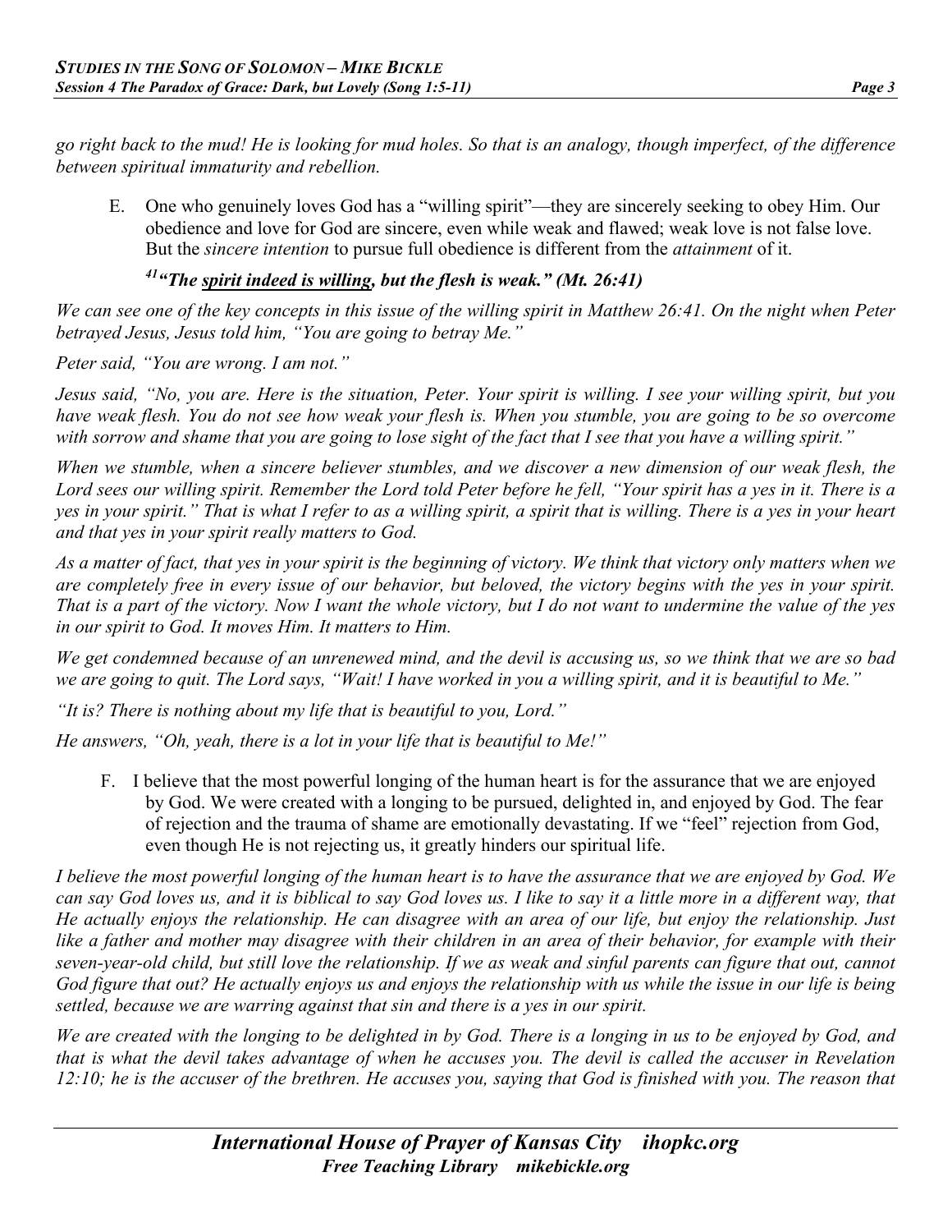*go right back to the mud! He is looking for mud holes. So that is an analogy, though imperfect, of the difference between spiritual immaturity and rebellion.*

E. One who genuinely loves God has a "willing spirit"—they are sincerely seeking to obey Him. Our obedience and love for God are sincere, even while weak and flawed; weak love is not false love. But the *sincere intention* to pursue full obedience is different from the *attainment* of it.

***[41]"The spirit indeed is willing, but the flesh is weak." (Mt. 26:41)***

*We can see one of the key concepts in this issue of the willing spirit in Matthew 26:41. On the night when Peter betrayed Jesus, Jesus told him, "You are going to betray Me."*

*Peter said, "You are wrong. I am not."*

*Jesus said, "No, you are. Here is the situation, Peter. Your spirit is willing. I see your willing spirit, but you have weak flesh. You do not see how weak your flesh is. When you stumble, you are going to be so overcome with sorrow and shame that you are going to lose sight of the fact that I see that you have a willing spirit."*

*When we stumble, when a sincere believer stumbles, and we discover a new dimension of our weak flesh, the Lord sees our willing spirit. Remember the Lord told Peter before he fell, "Your spirit has a yes in it. There is a yes in your spirit." That is what I refer to as a willing spirit, a spirit that is willing. There is a yes in your heart and that yes in your spirit really matters to God.*

*As a matter of fact, that yes in your spirit is the beginning of victory. We think that victory only matters when we are completely free in every issue of our behavior, but beloved, the victory begins with the yes in your spirit. That is a part of the victory. Now I want the whole victory, but I do not want to undermine the value of the yes in our spirit to God. It moves Him. It matters to Him.*

*We get condemned because of an unrenewed mind, and the devil is accusing us, so we think that we are so bad we are going to quit. The Lord says, "Wait! I have worked in you a willing spirit, and it is beautiful to Me."*

*"It is? There is nothing about my life that is beautiful to you, Lord."*

*He answers, "Oh, yeah, there is a lot in your life that is beautiful to Me!"*

F. I believe that the most powerful longing of the human heart is for the assurance that we are enjoyed by God. We were created with a longing to be pursued, delighted in, and enjoyed by God. The fear of rejection and the trauma of shame are emotionally devastating. If we "feel" rejection from God, even though He is not rejecting us, it greatly hinders our spiritual life.

*I believe the most powerful longing of the human heart is to have the assurance that we are enjoyed by God. We can say God loves us, and it is biblical to say God loves us. I like to say it a little more in a different way, that He actually enjoys the relationship. He can disagree with an area of our life, but enjoy the relationship. Just like a father and mother may disagree with their children in an area of their behavior, for example with their seven-year-old child, but still love the relationship. If we as weak and sinful parents can figure that out, cannot God figure that out? He actually enjoys us and enjoys the relationship with us while the issue in our life is being settled, because we are warring against that sin and there is a yes in our spirit.*

*We are created with the longing to be delighted in by God. There is a longing in us to be enjoyed by God, and that is what the devil takes advantage of when he accuses you. The devil is called the accuser in Revelation 12:10; he is the accuser of the brethren. He accuses you, saying that God is finished with you. The reason that*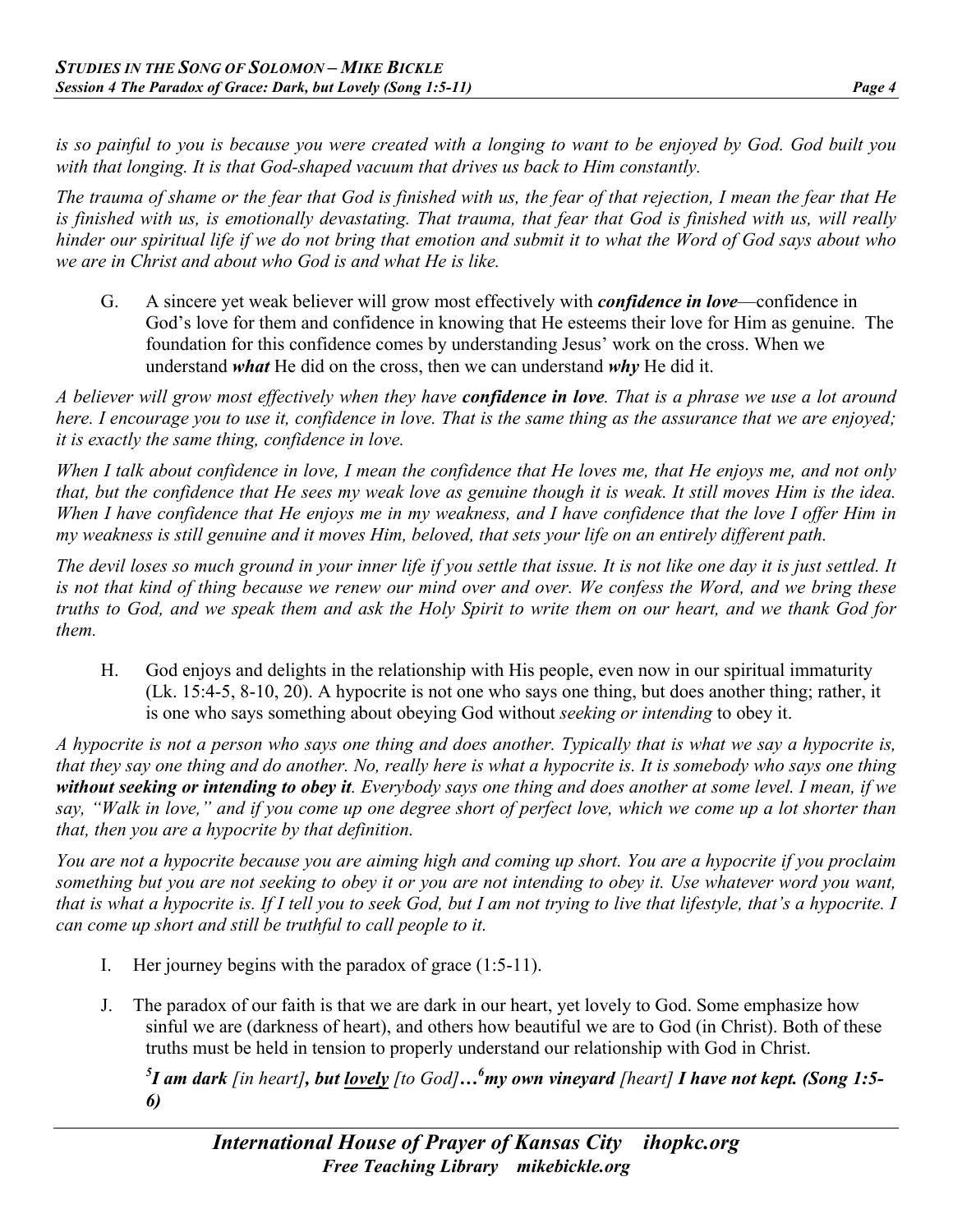*is so painful to you is because you were created with a longing to want to be enjoyed by God. God built you with that longing. It is that God-shaped vacuum that drives us back to Him constantly.*

*The trauma of shame or the fear that God is finished with us, the fear of that rejection, I mean the fear that He is finished with us, is emotionally devastating. That trauma, that fear that God is finished with us, will really hinder our spiritual life if we do not bring that emotion and submit it to what the Word of God says about who we are in Christ and about who God is and what He is like.*

G. A sincere yet weak believer will grow most effectively with ***confidence in love***—confidence in God's love for them and confidence in knowing that He esteems their love for Him as genuine. The foundation for this confidence comes by understanding Jesus' work on the cross. When we understand ***what*** He did on the cross, then we can understand ***why*** He did it.

*A believer will grow most effectively when they have **confidence in love**. That is a phrase we use a lot around here. I encourage you to use it, confidence in love. That is the same thing as the assurance that we are enjoyed; it is exactly the same thing, confidence in love.*

*When I talk about confidence in love, I mean the confidence that He loves me, that He enjoys me, and not only that, but the confidence that He sees my weak love as genuine though it is weak. It still moves Him is the idea. When I have confidence that He enjoys me in my weakness, and I have confidence that the love I offer Him in my weakness is still genuine and it moves Him, beloved, that sets your life on an entirely different path.*

*The devil loses so much ground in your inner life if you settle that issue. It is not like one day it is just settled. It is not that kind of thing because we renew our mind over and over. We confess the Word, and we bring these truths to God, and we speak them and ask the Holy Spirit to write them on our heart, and we thank God for them.*

H. God enjoys and delights in the relationship with His people, even now in our spiritual immaturity (Lk. 15:4-5, 8-10, 20). A hypocrite is not one who says one thing, but does another thing; rather, it is one who says something about obeying God without *seeking or intending* to obey it.

*A hypocrite is not a person who says one thing and does another. Typically that is what we say a hypocrite is, that they say one thing and do another. No, really here is what a hypocrite is. It is somebody who says one thing **without seeking or intending to obey it**. Everybody says one thing and does another at some level. I mean, if we say, "Walk in love," and if you come up one degree short of perfect love, which we come up a lot shorter than that, then you are a hypocrite by that definition.*

*You are not a hypocrite because you are aiming high and coming up short. You are a hypocrite if you proclaim something but you are not seeking to obey it or you are not intending to obey it. Use whatever word you want, that is what a hypocrite is. If I tell you to seek God, but I am not trying to live that lifestyle, that's a hypocrite. I can come up short and still be truthful to call people to it.*

I. Her journey begins with the paradox of grace (1:5-11).

J. The paradox of our faith is that we are dark in our heart, yet lovely to God. Some emphasize how sinful we are (darkness of heart), and others how beautiful we are to God (in Christ). Both of these truths must be held in tension to properly understand our relationship with God in Christ.

> [5]***I am dark** [in heart]**, but <u>lovely</u>** [to God]**…**[6]**my own vineyard** [heart] **I have not kept. (Song 1:5-6)***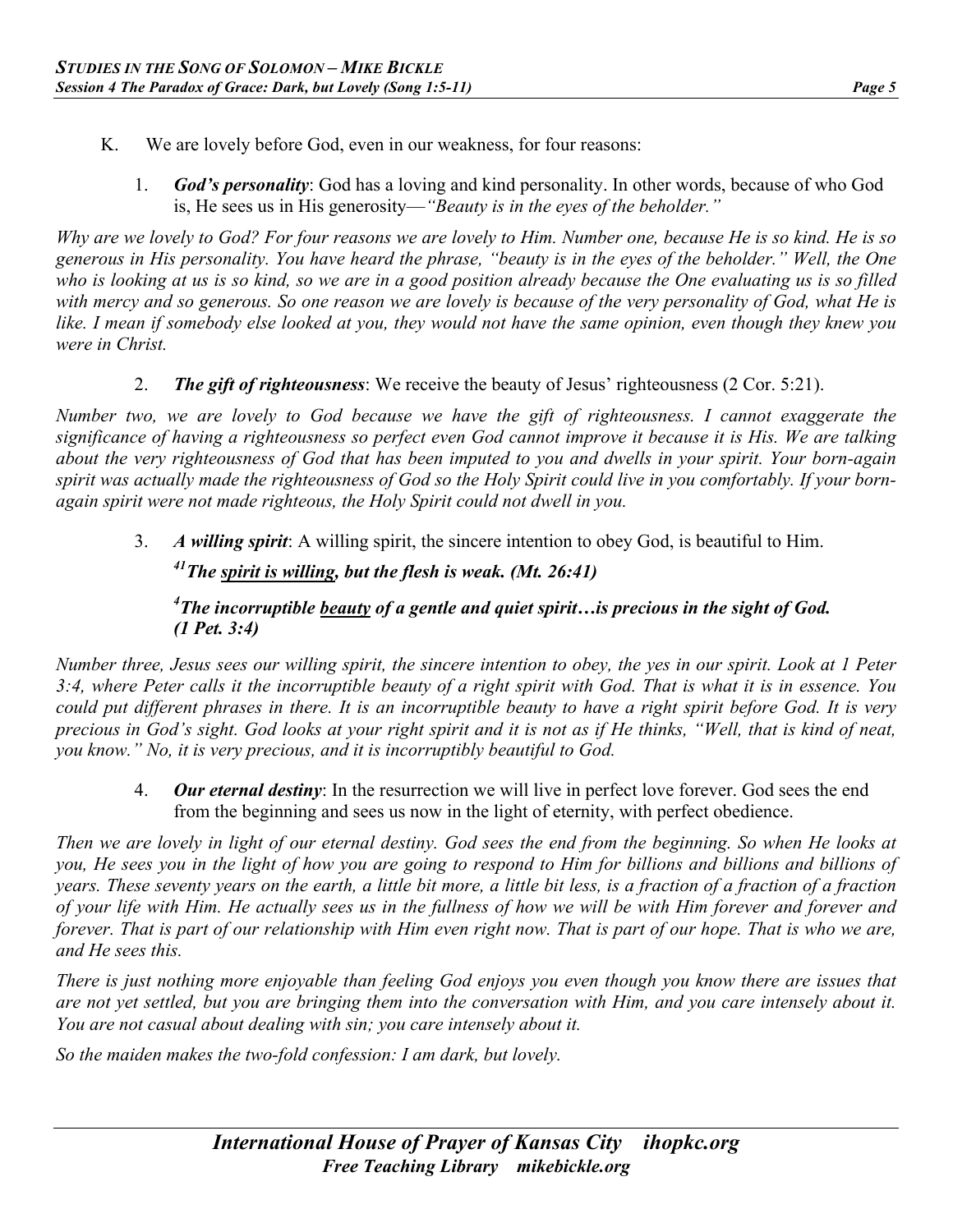K. We are lovely before God, even in our weakness, for four reasons:

1. ***God's personality***: God has a loving and kind personality. In other words, because of who God is, He sees us in His generosity—*"Beauty is in the eyes of the beholder."*

*Why are we lovely to God? For four reasons we are lovely to Him. Number one, because He is so kind. He is so generous in His personality. You have heard the phrase, "beauty is in the eyes of the beholder." Well, the One who is looking at us is so kind, so we are in a good position already because the One evaluating us is so filled with mercy and so generous. So one reason we are lovely is because of the very personality of God, what He is like. I mean if somebody else looked at you, they would not have the same opinion, even though they knew you were in Christ.*

2. ***The gift of righteousness***: We receive the beauty of Jesus' righteousness (2 Cor. 5:21).

*Number two, we are lovely to God because we have the gift of righteousness. I cannot exaggerate the significance of having a righteousness so perfect even God cannot improve it because it is His. We are talking about the very righteousness of God that has been imputed to you and dwells in your spirit. Your born-again spirit was actually made the righteousness of God so the Holy Spirit could live in you comfortably. If your born-again spirit were not made righteous, the Holy Spirit could not dwell in you.*

3. ***A willing spirit***: A willing spirit, the sincere intention to obey God, is beautiful to Him.

   ***[41]The spirit is willing, but the flesh is weak. (Mt. 26:41)***

   ***[4]The incorruptible beauty of a gentle and quiet spirit…is precious in the sight of God. (1 Pet. 3:4)***

*Number three, Jesus sees our willing spirit, the sincere intention to obey, the yes in our spirit. Look at 1 Peter 3:4, where Peter calls it the incorruptible beauty of a right spirit with God. That is what it is in essence. You could put different phrases in there. It is an incorruptible beauty to have a right spirit before God. It is very precious in God's sight. God looks at your right spirit and it is not as if He thinks, "Well, that is kind of neat, you know." No, it is very precious, and it is incorruptibly beautiful to God.*

4. ***Our eternal destiny***: In the resurrection we will live in perfect love forever. God sees the end from the beginning and sees us now in the light of eternity, with perfect obedience.

*Then we are lovely in light of our eternal destiny. God sees the end from the beginning. So when He looks at you, He sees you in the light of how you are going to respond to Him for billions and billions and billions of years. These seventy years on the earth, a little bit more, a little bit less, is a fraction of a fraction of a fraction of your life with Him. He actually sees us in the fullness of how we will be with Him forever and forever and forever. That is part of our relationship with Him even right now. That is part of our hope. That is who we are, and He sees this.*

*There is just nothing more enjoyable than feeling God enjoys you even though you know there are issues that are not yet settled, but you are bringing them into the conversation with Him, and you care intensely about it. You are not casual about dealing with sin; you care intensely about it.*

*So the maiden makes the two-fold confession: I am dark, but lovely.*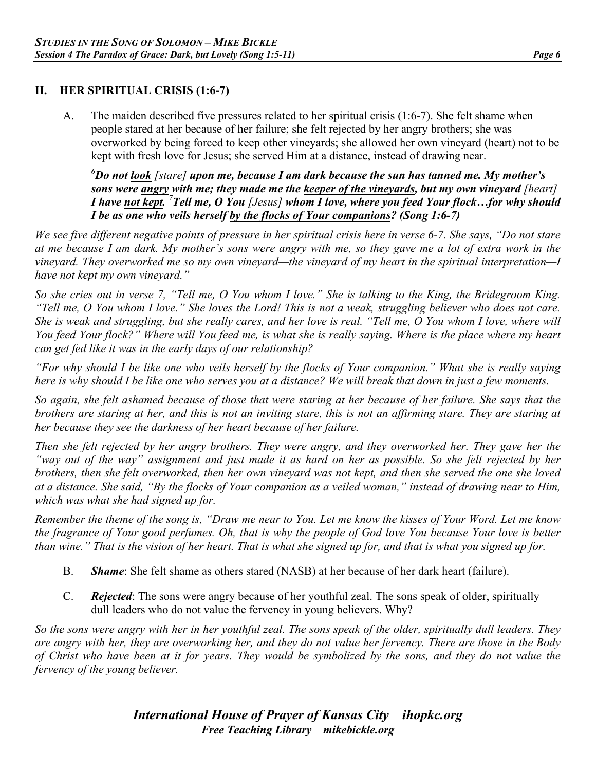## II. HER SPIRITUAL CRISIS (1:6-7)

A. The maiden described five pressures related to her spiritual crisis (1:6-7). She felt shame when people stared at her because of her failure; she felt rejected by her angry brothers; she was overworked by being forced to keep other vineyards; she allowed her own vineyard (heart) not to be kept with fresh love for Jesus; she served Him at a distance, instead of drawing near.

***[6]Do not <u>look</u> [stare] upon me, because I am dark because the sun has tanned me. My mother's sons were <u>angry</u> with me; they made me the <u>keeper of the vineyards</u>, but my own vineyard [heart] I have <u>not kept</u>. [7]Tell me, O You [Jesus] whom I love, where you feed Your flock…for why should I be as one who veils herself <u>by the flocks of Your companions</u>? (Song 1:6-7)***

*We see five different negative points of pressure in her spiritual crisis here in verse 6-7. She says, "Do not stare at me because I am dark. My mother's sons were angry with me, so they gave me a lot of extra work in the vineyard. They overworked me so my own vineyard—the vineyard of my heart in the spiritual interpretation—I have not kept my own vineyard."*

*So she cries out in verse 7, "Tell me, O You whom I love." She is talking to the King, the Bridegroom King. "Tell me, O You whom I love." She loves the Lord! This is not a weak, struggling believer who does not care. She is weak and struggling, but she really cares, and her love is real. "Tell me, O You whom I love, where will You feed Your flock?" Where will You feed me, is what she is really saying. Where is the place where my heart can get fed like it was in the early days of our relationship?*

*"For why should I be like one who veils herself by the flocks of Your companion." What she is really saying here is why should I be like one who serves you at a distance? We will break that down in just a few moments.*

*So again, she felt ashamed because of those that were staring at her because of her failure. She says that the brothers are staring at her, and this is not an inviting stare, this is not an affirming stare. They are staring at her because they see the darkness of her heart because of her failure.*

*Then she felt rejected by her angry brothers. They were angry, and they overworked her. They gave her the "way out of the way" assignment and just made it as hard on her as possible. So she felt rejected by her brothers, then she felt overworked, then her own vineyard was not kept, and then she served the one she loved at a distance. She said, "By the flocks of Your companion as a veiled woman," instead of drawing near to Him, which was what she had signed up for.*

*Remember the theme of the song is, "Draw me near to You. Let me know the kisses of Your Word. Let me know the fragrance of Your good perfumes. Oh, that is why the people of God love You because Your love is better than wine." That is the vision of her heart. That is what she signed up for, and that is what you signed up for.*

B. ***Shame***: She felt shame as others stared (NASB) at her because of her dark heart (failure).

C. ***Rejected***: The sons were angry because of her youthful zeal. The sons speak of older, spiritually dull leaders who do not value the fervency in young believers. Why?

*So the sons were angry with her in her youthful zeal. The sons speak of the older, spiritually dull leaders. They are angry with her, they are overworking her, and they do not value her fervency. There are those in the Body of Christ who have been at it for years. They would be symbolized by the sons, and they do not value the fervency of the young believer.*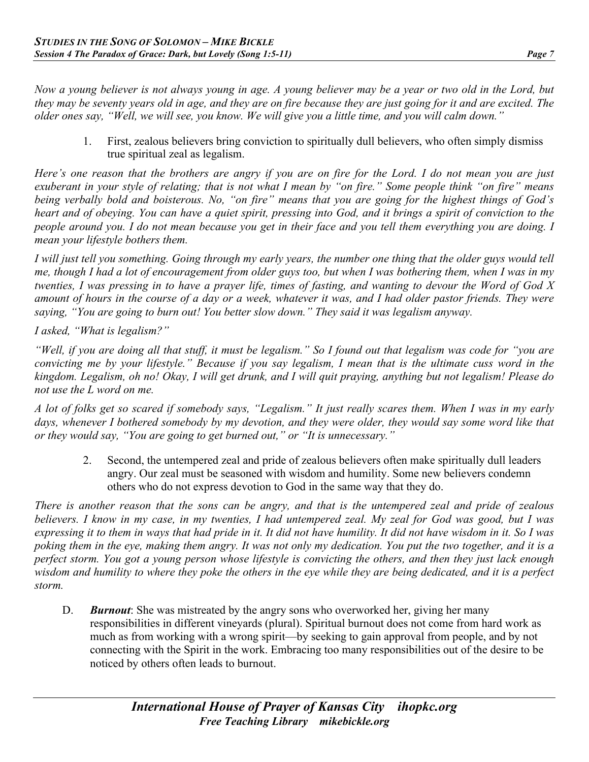*Now a young believer is not always young in age. A young believer may be a year or two old in the Lord, but they may be seventy years old in age, and they are on fire because they are just going for it and are excited. The older ones say, "Well, we will see, you know. We will give you a little time, and you will calm down."*

1. First, zealous believers bring conviction to spiritually dull believers, who often simply dismiss true spiritual zeal as legalism.

*Here's one reason that the brothers are angry if you are on fire for the Lord. I do not mean you are just exuberant in your style of relating; that is not what I mean by "on fire." Some people think "on fire" means being verbally bold and boisterous. No, "on fire" means that you are going for the highest things of God's heart and of obeying. You can have a quiet spirit, pressing into God, and it brings a spirit of conviction to the people around you. I do not mean because you get in their face and you tell them everything you are doing. I mean your lifestyle bothers them.*

*I will just tell you something. Going through my early years, the number one thing that the older guys would tell me, though I had a lot of encouragement from older guys too, but when I was bothering them, when I was in my twenties, I was pressing in to have a prayer life, times of fasting, and wanting to devour the Word of God X amount of hours in the course of a day or a week, whatever it was, and I had older pastor friends. They were saying, "You are going to burn out! You better slow down." They said it was legalism anyway.*

*I asked, "What is legalism?"*

*"Well, if you are doing all that stuff, it must be legalism." So I found out that legalism was code for "you are convicting me by your lifestyle." Because if you say legalism, I mean that is the ultimate cuss word in the kingdom. Legalism, oh no! Okay, I will get drunk, and I will quit praying, anything but not legalism! Please do not use the L word on me.*

*A lot of folks get so scared if somebody says, "Legalism." It just really scares them. When I was in my early days, whenever I bothered somebody by my devotion, and they were older, they would say some word like that or they would say, "You are going to get burned out," or "It is unnecessary."*

2. Second, the untempered zeal and pride of zealous believers often make spiritually dull leaders angry. Our zeal must be seasoned with wisdom and humility. Some new believers condemn others who do not express devotion to God in the same way that they do.

*There is another reason that the sons can be angry, and that is the untempered zeal and pride of zealous believers. I know in my case, in my twenties, I had untempered zeal. My zeal for God was good, but I was expressing it to them in ways that had pride in it. It did not have humility. It did not have wisdom in it. So I was poking them in the eye, making them angry. It was not only my dedication. You put the two together, and it is a perfect storm. You got a young person whose lifestyle is convicting the others, and then they just lack enough wisdom and humility to where they poke the others in the eye while they are being dedicated, and it is a perfect storm.*

D. ***Burnout***: She was mistreated by the angry sons who overworked her, giving her many responsibilities in different vineyards (plural). Spiritual burnout does not come from hard work as much as from working with a wrong spirit—by seeking to gain approval from people, and by not connecting with the Spirit in the work. Embracing too many responsibilities out of the desire to be noticed by others often leads to burnout.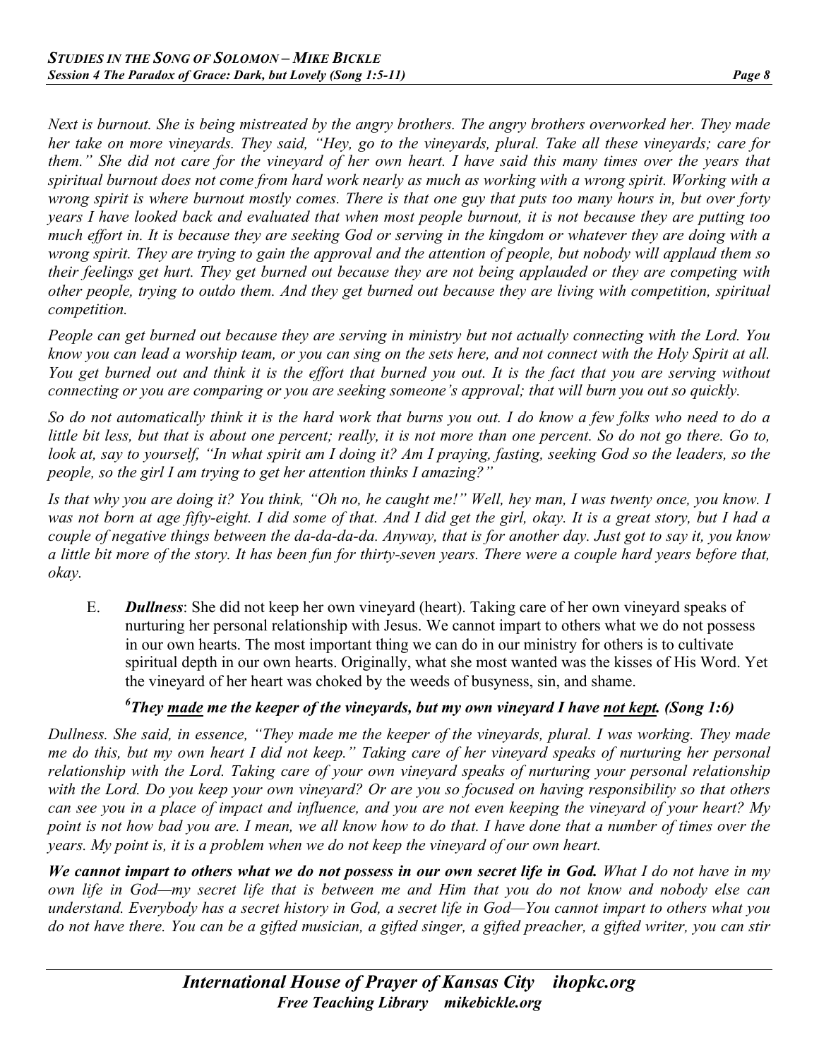*Next is burnout. She is being mistreated by the angry brothers. The angry brothers overworked her. They made her take on more vineyards. They said, "Hey, go to the vineyards, plural. Take all these vineyards; care for them." She did not care for the vineyard of her own heart. I have said this many times over the years that spiritual burnout does not come from hard work nearly as much as working with a wrong spirit. Working with a wrong spirit is where burnout mostly comes. There is that one guy that puts too many hours in, but over forty years I have looked back and evaluated that when most people burnout, it is not because they are putting too much effort in. It is because they are seeking God or serving in the kingdom or whatever they are doing with a wrong spirit. They are trying to gain the approval and the attention of people, but nobody will applaud them so their feelings get hurt. They get burned out because they are not being applauded or they are competing with other people, trying to outdo them. And they get burned out because they are living with competition, spiritual competition.*

*People can get burned out because they are serving in ministry but not actually connecting with the Lord. You know you can lead a worship team, or you can sing on the sets here, and not connect with the Holy Spirit at all. You get burned out and think it is the effort that burned you out. It is the fact that you are serving without connecting or you are comparing or you are seeking someone's approval; that will burn you out so quickly.*

*So do not automatically think it is the hard work that burns you out. I do know a few folks who need to do a little bit less, but that is about one percent; really, it is not more than one percent. So do not go there. Go to, look at, say to yourself, "In what spirit am I doing it? Am I praying, fasting, seeking God so the leaders, so the people, so the girl I am trying to get her attention thinks I amazing?"*

*Is that why you are doing it? You think, "Oh no, he caught me!" Well, hey man, I was twenty once, you know. I was not born at age fifty-eight. I did some of that. And I did get the girl, okay. It is a great story, but I had a couple of negative things between the da-da-da-da. Anyway, that is for another day. Just got to say it, you know a little bit more of the story. It has been fun for thirty-seven years. There were a couple hard years before that, okay.*

E. ***Dullness***: She did not keep her own vineyard (heart). Taking care of her own vineyard speaks of nurturing her personal relationship with Jesus. We cannot impart to others what we do not possess in our own hearts. The most important thing we can do in our ministry for others is to cultivate spiritual depth in our own hearts. Originally, what she most wanted was the kisses of His Word. Yet the vineyard of her heart was choked by the weeds of busyness, sin, and shame.

***6They <u>made</u> me the keeper of the vineyards, but my own vineyard I have <u>not kept</u>. (Song 1:6)***

*Dullness. She said, in essence, "They made me the keeper of the vineyards, plural. I was working. They made me do this, but my own heart I did not keep." Taking care of her vineyard speaks of nurturing her personal relationship with the Lord. Taking care of your own vineyard speaks of nurturing your personal relationship with the Lord. Do you keep your own vineyard? Or are you so focused on having responsibility so that others can see you in a place of impact and influence, and you are not even keeping the vineyard of your heart? My point is not how bad you are. I mean, we all know how to do that. I have done that a number of times over the years. My point is, it is a problem when we do not keep the vineyard of our own heart.*

***We cannot impart to others what we do not possess in our own secret life in God.*** *What I do not have in my own life in God—my secret life that is between me and Him that you do not know and nobody else can understand. Everybody has a secret history in God, a secret life in God—You cannot impart to others what you do not have there. You can be a gifted musician, a gifted singer, a gifted preacher, a gifted writer, you can stir*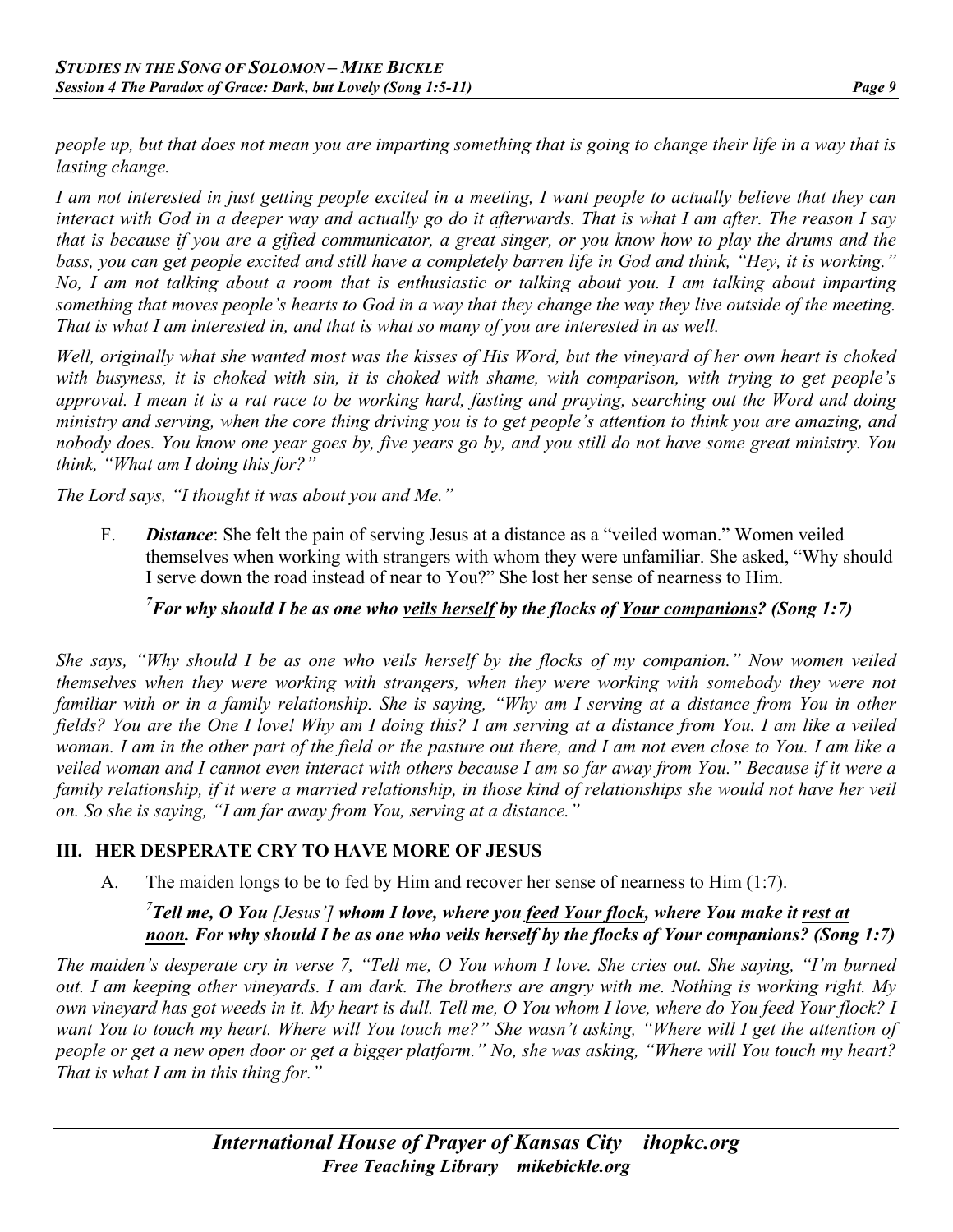*people up, but that does not mean you are imparting something that is going to change their life in a way that is lasting change.*

*I am not interested in just getting people excited in a meeting, I want people to actually believe that they can interact with God in a deeper way and actually go do it afterwards. That is what I am after. The reason I say that is because if you are a gifted communicator, a great singer, or you know how to play the drums and the bass, you can get people excited and still have a completely barren life in God and think, "Hey, it is working." No, I am not talking about a room that is enthusiastic or talking about you. I am talking about imparting something that moves people's hearts to God in a way that they change the way they live outside of the meeting. That is what I am interested in, and that is what so many of you are interested in as well.*

*Well, originally what she wanted most was the kisses of His Word, but the vineyard of her own heart is choked with busyness, it is choked with sin, it is choked with shame, with comparison, with trying to get people's approval. I mean it is a rat race to be working hard, fasting and praying, searching out the Word and doing ministry and serving, when the core thing driving you is to get people's attention to think you are amazing, and nobody does. You know one year goes by, five years go by, and you still do not have some great ministry. You think, "What am I doing this for?"*

*The Lord says, "I thought it was about you and Me."*

F. ***Distance***: She felt the pain of serving Jesus at a distance as a "veiled woman." Women veiled themselves when working with strangers with whom they were unfamiliar. She asked, "Why should I serve down the road instead of near to You?" She lost her sense of nearness to Him.

***[7]For why should I be as one who <u>veils herself</u> by the flocks of <u>Your companions</u>? (Song 1:7)***

*She says, "Why should I be as one who veils herself by the flocks of my companion." Now women veiled themselves when they were working with strangers, when they were working with somebody they were not familiar with or in a family relationship. She is saying, "Why am I serving at a distance from You in other fields? You are the One I love! Why am I doing this? I am serving at a distance from You. I am like a veiled woman. I am in the other part of the field or the pasture out there, and I am not even close to You. I am like a veiled woman and I cannot even interact with others because I am so far away from You." Because if it were a family relationship, if it were a married relationship, in those kind of relationships she would not have her veil on. So she is saying, "I am far away from You, serving at a distance."*

## III. HER DESPERATE CRY TO HAVE MORE OF JESUS

A. The maiden longs to be to fed by Him and recover her sense of nearness to Him (1:7).

***[7]Tell me, O You** [Jesus'] **whom I love, where you <u>feed Your flock</u>, where You make it <u>rest at noon</u>. For why should I be as one who veils herself by the flocks of Your companions? (Song 1:7)***

*The maiden's desperate cry in verse 7, "Tell me, O You whom I love. She cries out. She saying, "I'm burned out. I am keeping other vineyards. I am dark. The brothers are angry with me. Nothing is working right. My own vineyard has got weeds in it. My heart is dull. Tell me, O You whom I love, where do You feed Your flock? I want You to touch my heart. Where will You touch me?" She wasn't asking, "Where will I get the attention of people or get a new open door or get a bigger platform." No, she was asking, "Where will You touch my heart? That is what I am in this thing for."*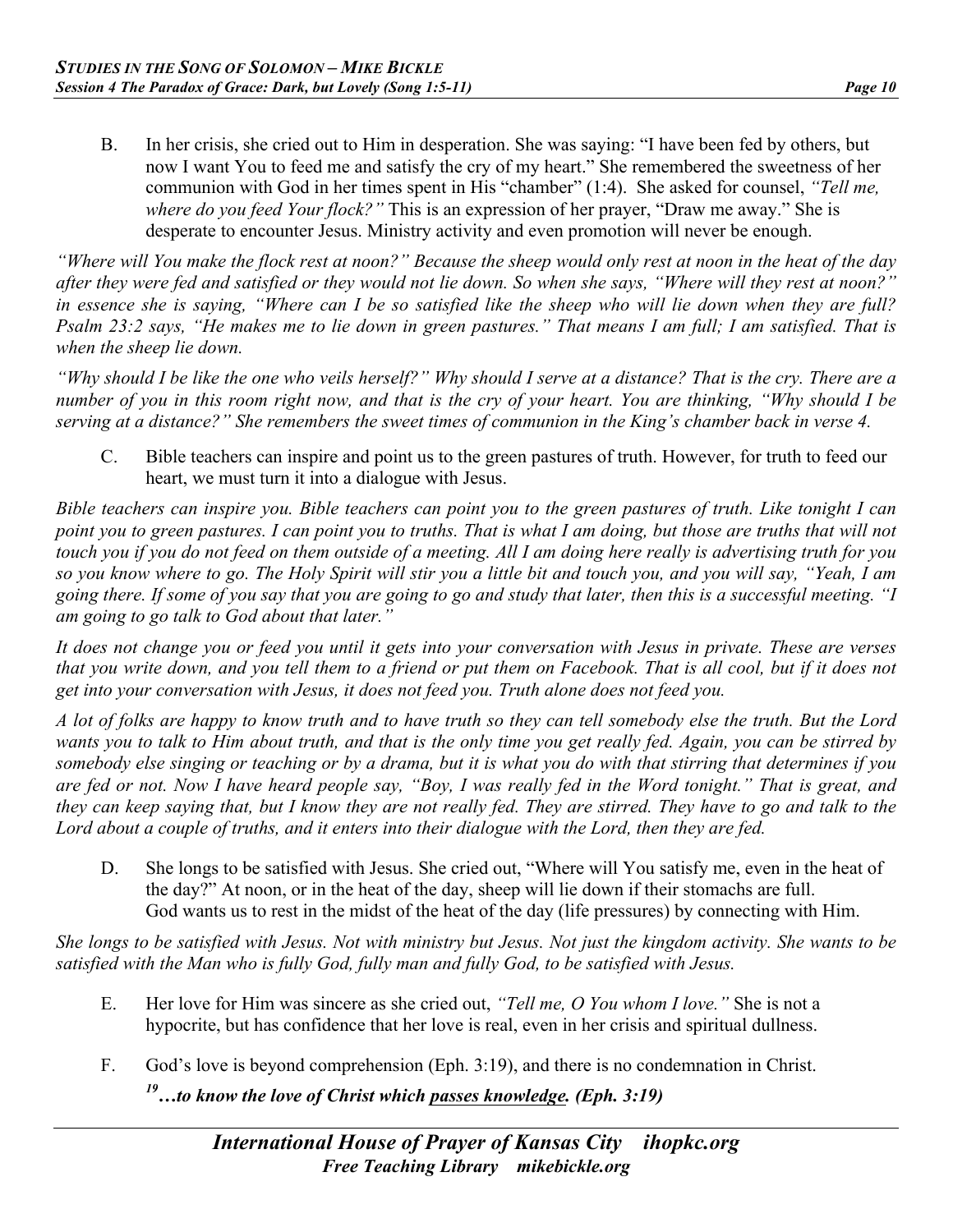B. In her crisis, she cried out to Him in desperation. She was saying: "I have been fed by others, but now I want You to feed me and satisfy the cry of my heart." She remembered the sweetness of her communion with God in her times spent in His "chamber" (1:4). She asked for counsel, *"Tell me, where do you feed Your flock?"* This is an expression of her prayer, "Draw me away." She is desperate to encounter Jesus. Ministry activity and even promotion will never be enough.

*"Where will You make the flock rest at noon?" Because the sheep would only rest at noon in the heat of the day after they were fed and satisfied or they would not lie down. So when she says, "Where will they rest at noon?" in essence she is saying, "Where can I be so satisfied like the sheep who will lie down when they are full? Psalm 23:2 says, "He makes me to lie down in green pastures." That means I am full; I am satisfied. That is when the sheep lie down.*

*"Why should I be like the one who veils herself?" Why should I serve at a distance? That is the cry. There are a number of you in this room right now, and that is the cry of your heart. You are thinking, "Why should I be serving at a distance?" She remembers the sweet times of communion in the King's chamber back in verse 4.*

C. Bible teachers can inspire and point us to the green pastures of truth. However, for truth to feed our heart, we must turn it into a dialogue with Jesus.

*Bible teachers can inspire you. Bible teachers can point you to the green pastures of truth. Like tonight I can point you to green pastures. I can point you to truths. That is what I am doing, but those are truths that will not touch you if you do not feed on them outside of a meeting. All I am doing here really is advertising truth for you so you know where to go. The Holy Spirit will stir you a little bit and touch you, and you will say, "Yeah, I am going there. If some of you say that you are going to go and study that later, then this is a successful meeting. "I am going to go talk to God about that later."*

*It does not change you or feed you until it gets into your conversation with Jesus in private. These are verses that you write down, and you tell them to a friend or put them on Facebook. That is all cool, but if it does not get into your conversation with Jesus, it does not feed you. Truth alone does not feed you.*

*A lot of folks are happy to know truth and to have truth so they can tell somebody else the truth. But the Lord wants you to talk to Him about truth, and that is the only time you get really fed. Again, you can be stirred by somebody else singing or teaching or by a drama, but it is what you do with that stirring that determines if you are fed or not. Now I have heard people say, "Boy, I was really fed in the Word tonight." That is great, and they can keep saying that, but I know they are not really fed. They are stirred. They have to go and talk to the Lord about a couple of truths, and it enters into their dialogue with the Lord, then they are fed.*

D. She longs to be satisfied with Jesus. She cried out, "Where will You satisfy me, even in the heat of the day?" At noon, or in the heat of the day, sheep will lie down if their stomachs are full. God wants us to rest in the midst of the heat of the day (life pressures) by connecting with Him.

*She longs to be satisfied with Jesus. Not with ministry but Jesus. Not just the kingdom activity. She wants to be satisfied with the Man who is fully God, fully man and fully God, to be satisfied with Jesus.*

E. Her love for Him was sincere as she cried out, *"Tell me, O You whom I love."* She is not a hypocrite, but has confidence that her love is real, even in her crisis and spiritual dullness.

F. God's love is beyond comprehension (Eph. 3:19), and there is no condemnation in Christ.

***[19]…to know the love of Christ which <u>passes knowledge</u>. (Eph. 3:19)***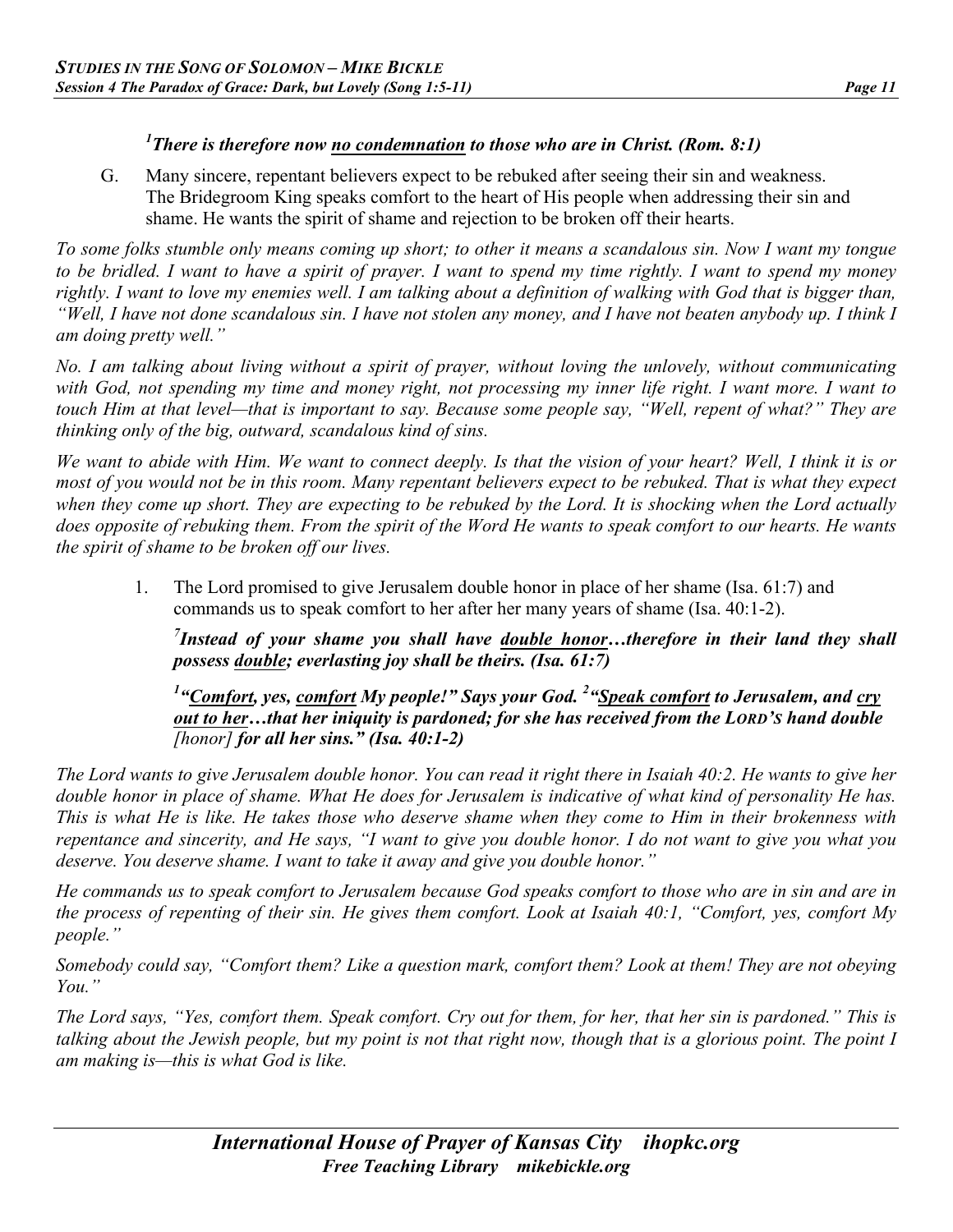***[1]There is therefore now <u>no condemnation</u> to those who are in Christ. (Rom. 8:1)***

G. Many sincere, repentant believers expect to be rebuked after seeing their sin and weakness. The Bridegroom King speaks comfort to the heart of His people when addressing their sin and shame. He wants the spirit of shame and rejection to be broken off their hearts.

*To some folks stumble only means coming up short; to other it means a scandalous sin. Now I want my tongue to be bridled. I want to have a spirit of prayer. I want to spend my time rightly. I want to spend my money rightly. I want to love my enemies well. I am talking about a definition of walking with God that is bigger than, "Well, I have not done scandalous sin. I have not stolen any money, and I have not beaten anybody up. I think I am doing pretty well."*

*No. I am talking about living without a spirit of prayer, without loving the unlovely, without communicating with God, not spending my time and money right, not processing my inner life right. I want more. I want to touch Him at that level—that is important to say. Because some people say, "Well, repent of what?" They are thinking only of the big, outward, scandalous kind of sins.*

*We want to abide with Him. We want to connect deeply. Is that the vision of your heart? Well, I think it is or most of you would not be in this room. Many repentant believers expect to be rebuked. That is what they expect when they come up short. They are expecting to be rebuked by the Lord. It is shocking when the Lord actually does opposite of rebuking them. From the spirit of the Word He wants to speak comfort to our hearts. He wants the spirit of shame to be broken off our lives.*

1. The Lord promised to give Jerusalem double honor in place of her shame (Isa. 61:7) and commands us to speak comfort to her after her many years of shame (Isa. 40:1-2).

   ***[7]Instead of your shame you shall have <u>double honor</u>…therefore in their land they shall possess <u>double</u>; everlasting joy shall be theirs. (Isa. 61:7)***

   ***[1]"<u>Comfort</u>, yes, <u>comfort</u> My people!" Says your God. [2]"<u>Speak comfort</u> to Jerusalem, and <u>cry out to her</u>…that her iniquity is pardoned; for she has received from the LORD'S hand double** [honor] **for all her sins." (Isa. 40:1-2)***

*The Lord wants to give Jerusalem double honor. You can read it right there in Isaiah 40:2. He wants to give her double honor in place of shame. What He does for Jerusalem is indicative of what kind of personality He has. This is what He is like. He takes those who deserve shame when they come to Him in their brokenness with repentance and sincerity, and He says, "I want to give you double honor. I do not want to give you what you deserve. You deserve shame. I want to take it away and give you double honor."*

*He commands us to speak comfort to Jerusalem because God speaks comfort to those who are in sin and are in the process of repenting of their sin. He gives them comfort. Look at Isaiah 40:1, "Comfort, yes, comfort My people."*

*Somebody could say, "Comfort them? Like a question mark, comfort them? Look at them! They are not obeying You."*

*The Lord says, "Yes, comfort them. Speak comfort. Cry out for them, for her, that her sin is pardoned." This is talking about the Jewish people, but my point is not that right now, though that is a glorious point. The point I am making is—this is what God is like.*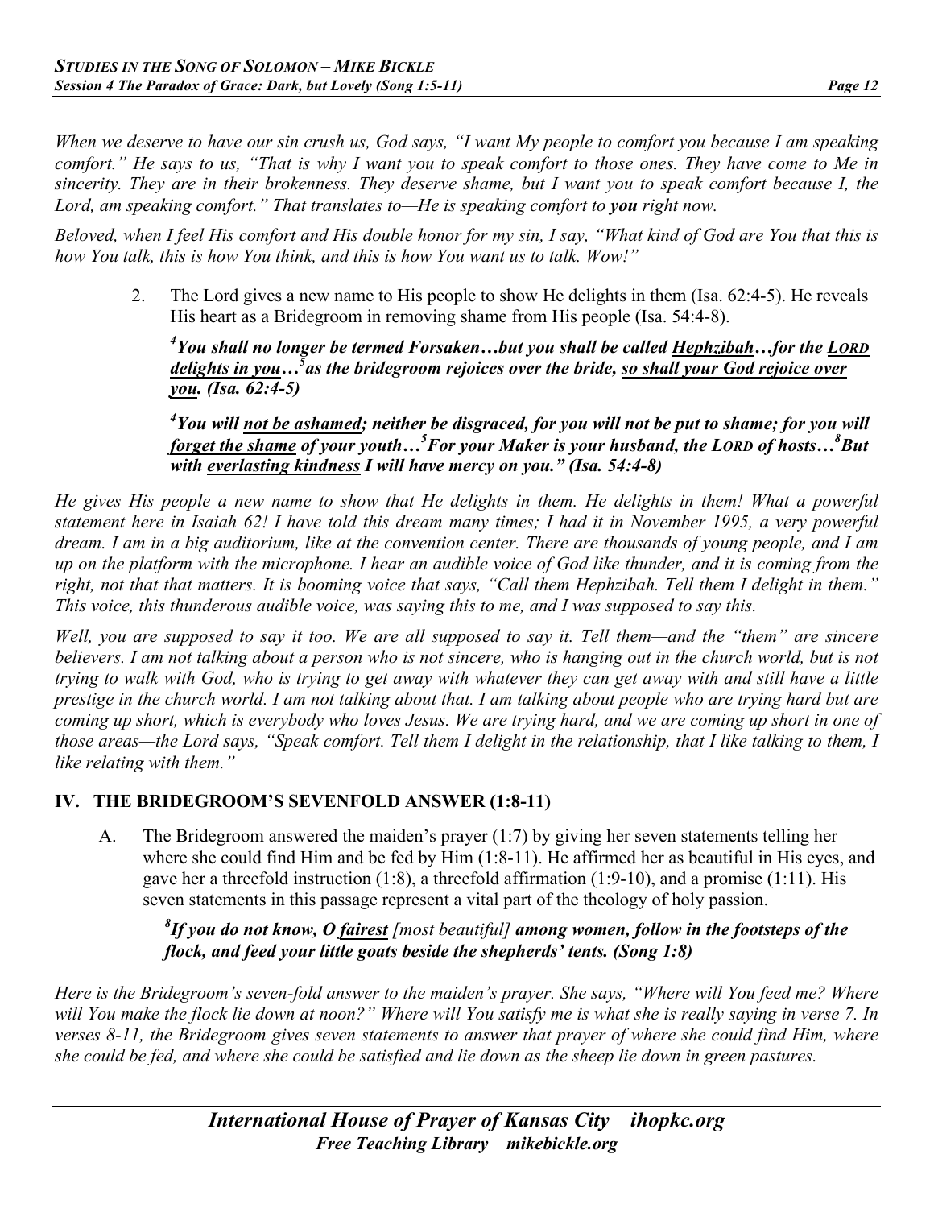*When we deserve to have our sin crush us, God says, "I want My people to comfort you because I am speaking comfort." He says to us, "That is why I want you to speak comfort to those ones. They have come to Me in sincerity. They are in their brokenness. They deserve shame, but I want you to speak comfort because I, the Lord, am speaking comfort." That translates to—He is speaking comfort to **you** right now.*

*Beloved, when I feel His comfort and His double honor for my sin, I say, "What kind of God are You that this is how You talk, this is how You think, and this is how You want us to talk. Wow!"*

2. The Lord gives a new name to His people to show He delights in them (Isa. 62:4-5). He reveals His heart as a Bridegroom in removing shame from His people (Isa. 54:4-8).

   ***[4]You shall no longer be termed Forsaken…but you shall be called <u>Hephzibah</u>…for the <u>LORD delights in you</u>…[5]as the bridegroom rejoices over the bride, <u>so shall your God rejoice over you</u>. (Isa. 62:4-5)***

   ***[4]You will <u>not be ashamed</u>; neither be disgraced, for you will not be put to shame; for you will <u>forget the shame</u> of your youth…[5]For your Maker is your husband, the LORD of hosts…[8]But with <u>everlasting kindness</u> I will have mercy on you." (Isa. 54:4-8)***

*He gives His people a new name to show that He delights in them. He delights in them! What a powerful statement here in Isaiah 62! I have told this dream many times; I had it in November 1995, a very powerful dream. I am in a big auditorium, like at the convention center. There are thousands of young people, and I am up on the platform with the microphone. I hear an audible voice of God like thunder, and it is coming from the right, not that that matters. It is booming voice that says, "Call them Hephzibah. Tell them I delight in them." This voice, this thunderous audible voice, was saying this to me, and I was supposed to say this.*

*Well, you are supposed to say it too. We are all supposed to say it. Tell them—and the "them" are sincere believers. I am not talking about a person who is not sincere, who is hanging out in the church world, but is not trying to walk with God, who is trying to get away with whatever they can get away with and still have a little prestige in the church world. I am not talking about that. I am talking about people who are trying hard but are coming up short, which is everybody who loves Jesus. We are trying hard, and we are coming up short in one of those areas—the Lord says, "Speak comfort. Tell them I delight in the relationship, that I like talking to them, I like relating with them."*

## IV. THE BRIDEGROOM'S SEVENFOLD ANSWER (1:8-11)

A. The Bridegroom answered the maiden's prayer (1:7) by giving her seven statements telling her where she could find Him and be fed by Him (1:8-11). He affirmed her as beautiful in His eyes, and gave her a threefold instruction (1:8), a threefold affirmation (1:9-10), and a promise (1:11). His seven statements in this passage represent a vital part of the theology of holy passion.

   ***[8]If you do not know, O <u>fairest</u>*** *[most beautiful]* ***among women, follow in the footsteps of the flock, and feed your little goats beside the shepherds' tents. (Song 1:8)***

*Here is the Bridegroom's seven-fold answer to the maiden's prayer. She says, "Where will You feed me? Where will You make the flock lie down at noon?" Where will You satisfy me is what she is really saying in verse 7. In verses 8-11, the Bridegroom gives seven statements to answer that prayer of where she could find Him, where she could be fed, and where she could be satisfied and lie down as the sheep lie down in green pastures.*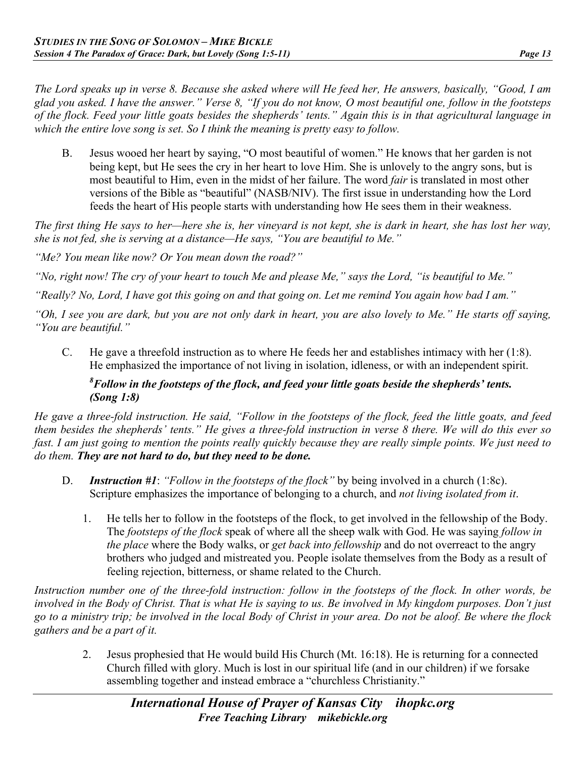*The Lord speaks up in verse 8. Because she asked where will He feed her, He answers, basically, "Good, I am glad you asked. I have the answer." Verse 8, "If you do not know, O most beautiful one, follow in the footsteps of the flock. Feed your little goats besides the shepherds' tents." Again this is in that agricultural language in which the entire love song is set. So I think the meaning is pretty easy to follow.*

B. Jesus wooed her heart by saying, "O most beautiful of women." He knows that her garden is not being kept, but He sees the cry in her heart to love Him. She is unlovely to the angry sons, but is most beautiful to Him, even in the midst of her failure. The word *fair* is translated in most other versions of the Bible as "beautiful" (NASB/NIV). The first issue in understanding how the Lord feeds the heart of His people starts with understanding how He sees them in their weakness.

*The first thing He says to her—here she is, her vineyard is not kept, she is dark in heart, she has lost her way, she is not fed, she is serving at a distance—He says, "You are beautiful to Me."*

*"Me? You mean like now? Or You mean down the road?"*

*"No, right now! The cry of your heart to touch Me and please Me," says the Lord, "is beautiful to Me."*

*"Really? No, Lord, I have got this going on and that going on. Let me remind You again how bad I am."*

*"Oh, I see you are dark, but you are not only dark in heart, you are also lovely to Me." He starts off saying, "You are beautiful."*

C. He gave a threefold instruction as to where He feeds her and establishes intimacy with her (1:8). He emphasized the importance of not living in isolation, idleness, or with an independent spirit.

***[8]Follow in the footsteps of the flock, and feed your little goats beside the shepherds' tents. (Song 1:8)***

*He gave a three-fold instruction. He said, "Follow in the footsteps of the flock, feed the little goats, and feed them besides the shepherds' tents." He gives a three-fold instruction in verse 8 there. We will do this ever so fast. I am just going to mention the points really quickly because they are really simple points. We just need to do them.* ***They are not hard to do, but they need to be done.***

D. ***Instruction #1***: *"Follow in the footsteps of the flock"* by being involved in a church (1:8c). Scripture emphasizes the importance of belonging to a church, and *not living isolated from it*.

1. He tells her to follow in the footsteps of the flock, to get involved in the fellowship of the Body. The *footsteps of the flock* speak of where all the sheep walk with God. He was saying *follow in the place* where the Body walks, or *get back into fellowship* and do not overreact to the angry brothers who judged and mistreated you. People isolate themselves from the Body as a result of feeling rejection, bitterness, or shame related to the Church.

*Instruction number one of the three-fold instruction: follow in the footsteps of the flock. In other words, be involved in the Body of Christ. That is what He is saying to us. Be involved in My kingdom purposes. Don't just go to a ministry trip; be involved in the local Body of Christ in your area. Do not be aloof. Be where the flock gathers and be a part of it.*

2. Jesus prophesied that He would build His Church (Mt. 16:18). He is returning for a connected Church filled with glory. Much is lost in our spiritual life (and in our children) if we forsake assembling together and instead embrace a "churchless Christianity."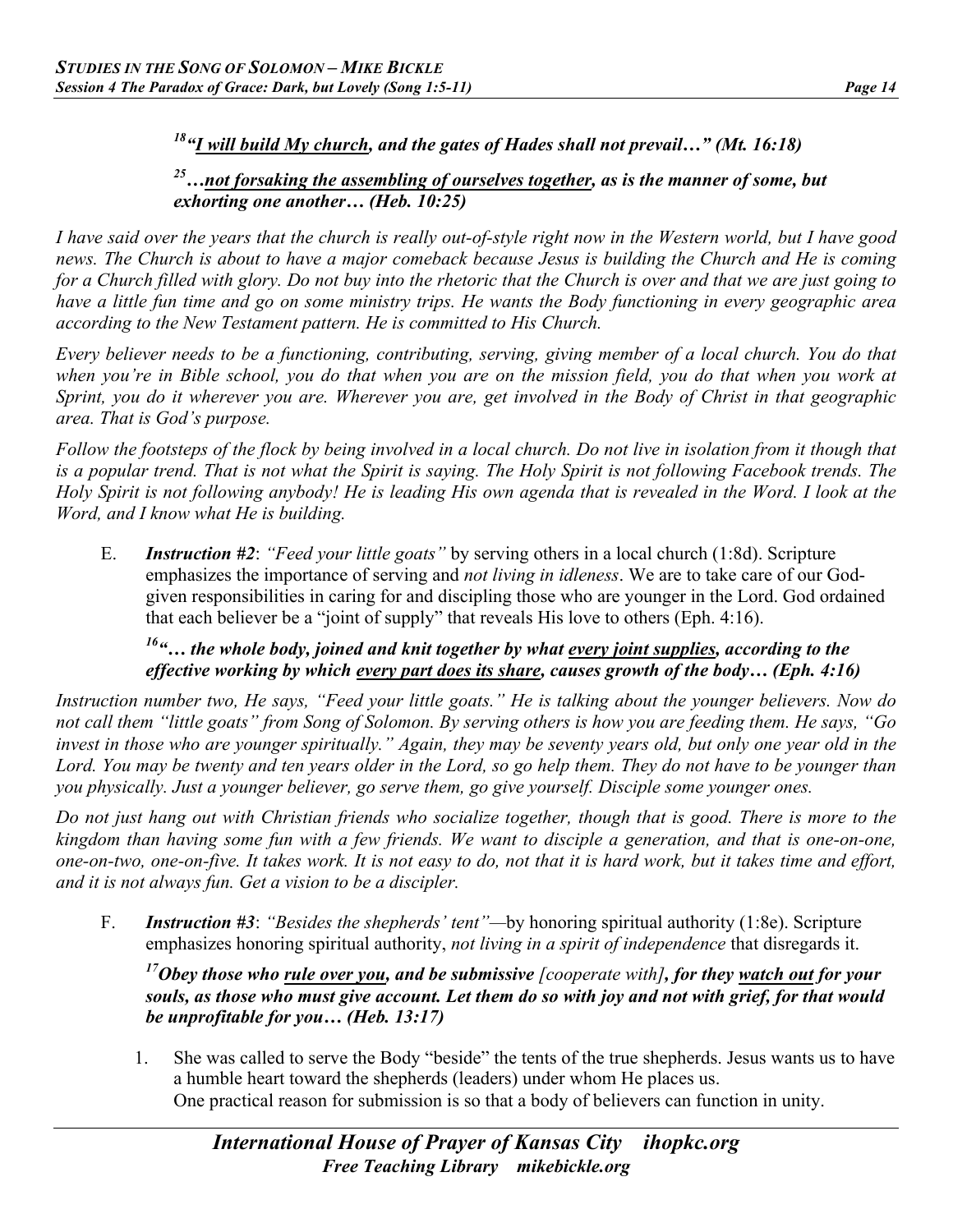*[18]**"<u>I will build My church</u>, and the gates of Hades shall not prevail…" (Mt. 16:18)***

*[25]**…<u>not forsaking the assembling of ourselves together</u>, as is the manner of some, but exhorting one another… (Heb. 10:25)***

*I have said over the years that the church is really out-of-style right now in the Western world, but I have good news. The Church is about to have a major comeback because Jesus is building the Church and He is coming for a Church filled with glory. Do not buy into the rhetoric that the Church is over and that we are just going to have a little fun time and go on some ministry trips. He wants the Body functioning in every geographic area according to the New Testament pattern. He is committed to His Church.*

*Every believer needs to be a functioning, contributing, serving, giving member of a local church. You do that when you're in Bible school, you do that when you are on the mission field, you do that when you work at Sprint, you do it wherever you are. Wherever you are, get involved in the Body of Christ in that geographic area. That is God's purpose.*

*Follow the footsteps of the flock by being involved in a local church. Do not live in isolation from it though that is a popular trend. That is not what the Spirit is saying. The Holy Spirit is not following Facebook trends. The Holy Spirit is not following anybody! He is leading His own agenda that is revealed in the Word. I look at the Word, and I know what He is building.*

E. ***Instruction #2***: *"Feed your little goats"* by serving others in a local church (1:8d). Scripture emphasizes the importance of serving and *not living in idleness*. We are to take care of our God-given responsibilities in caring for and discipling those who are younger in the Lord. God ordained that each believer be a "joint of supply" that reveals His love to others (Eph. 4:16).

*[16]**"… the whole body, joined and knit together by what <u>every joint supplies</u>, according to the effective working by which <u>every part does its share</u>, causes growth of the body… (Eph. 4:16)***

*Instruction number two, He says, "Feed your little goats." He is talking about the younger believers. Now do not call them "little goats" from Song of Solomon. By serving others is how you are feeding them. He says, "Go invest in those who are younger spiritually." Again, they may be seventy years old, but only one year old in the Lord. You may be twenty and ten years older in the Lord, so go help them. They do not have to be younger than you physically. Just a younger believer, go serve them, go give yourself. Disciple some younger ones.*

*Do not just hang out with Christian friends who socialize together, though that is good. There is more to the kingdom than having some fun with a few friends. We want to disciple a generation, and that is one-on-one, one-on-two, one-on-five. It takes work. It is not easy to do, not that it is hard work, but it takes time and effort, and it is not always fun. Get a vision to be a discipler.*

F. ***Instruction #3***: *"Besides the shepherds' tent"*—by honoring spiritual authority (1:8e). Scripture emphasizes honoring spiritual authority, *not living in a spirit of independence* that disregards it.

*[17]**Obey those who <u>rule over you</u>, and be submissive** [cooperate with]**, for they <u>watch out</u> for your souls, as those who must give account. Let them do so with joy and not with grief, for that would be unprofitable for you… (Heb. 13:17)***

1. She was called to serve the Body "beside" the tents of the true shepherds. Jesus wants us to have a humble heart toward the shepherds (leaders) under whom He places us. One practical reason for submission is so that a body of believers can function in unity.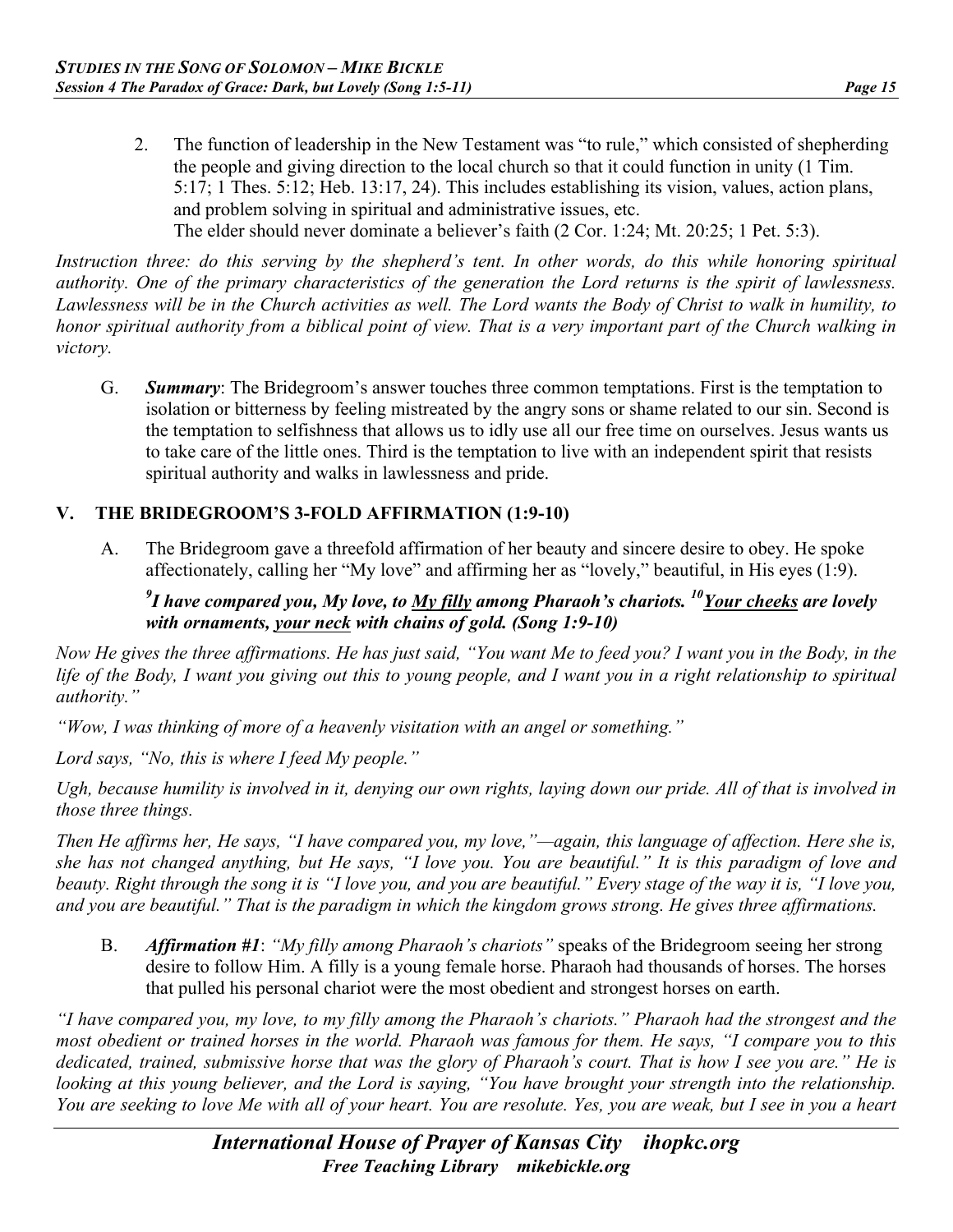2. The function of leadership in the New Testament was "to rule," which consisted of shepherding the people and giving direction to the local church so that it could function in unity (1 Tim. 5:17; 1 Thes. 5:12; Heb. 13:17, 24). This includes establishing its vision, values, action plans, and problem solving in spiritual and administrative issues, etc.
The elder should never dominate a believer's faith (2 Cor. 1:24; Mt. 20:25; 1 Pet. 5:3).

*Instruction three: do this serving by the shepherd's tent. In other words, do this while honoring spiritual authority. One of the primary characteristics of the generation the Lord returns is the spirit of lawlessness. Lawlessness will be in the Church activities as well. The Lord wants the Body of Christ to walk in humility, to honor spiritual authority from a biblical point of view. That is a very important part of the Church walking in victory.*

G. ***Summary***: The Bridegroom's answer touches three common temptations. First is the temptation to isolation or bitterness by feeling mistreated by the angry sons or shame related to our sin. Second is the temptation to selfishness that allows us to idly use all our free time on ourselves. Jesus wants us to take care of the little ones. Third is the temptation to live with an independent spirit that resists spiritual authority and walks in lawlessness and pride.

## V. THE BRIDEGROOM'S 3-FOLD AFFIRMATION (1:9-10)

A. The Bridegroom gave a threefold affirmation of her beauty and sincere desire to obey. He spoke affectionately, calling her "My love" and affirming her as "lovely," beautiful, in His eyes (1:9).

***[9]I have compared you, My love, to <u>My filly</u> among Pharaoh's chariots. [10]<u>Your cheeks</u> are lovely with ornaments, <u>your neck</u> with chains of gold. (Song 1:9-10)***

*Now He gives the three affirmations. He has just said, "You want Me to feed you? I want you in the Body, in the life of the Body, I want you giving out this to young people, and I want you in a right relationship to spiritual authority."*

*"Wow, I was thinking of more of a heavenly visitation with an angel or something."*

*Lord says, "No, this is where I feed My people."*

*Ugh, because humility is involved in it, denying our own rights, laying down our pride. All of that is involved in those three things.*

*Then He affirms her, He says, "I have compared you, my love,"—again, this language of affection. Here she is, she has not changed anything, but He says, "I love you. You are beautiful." It is this paradigm of love and beauty. Right through the song it is "I love you, and you are beautiful." Every stage of the way it is, "I love you, and you are beautiful." That is the paradigm in which the kingdom grows strong. He gives three affirmations.*

B. ***Affirmation #1***: *"My filly among Pharaoh's chariots"* speaks of the Bridegroom seeing her strong desire to follow Him. A filly is a young female horse. Pharaoh had thousands of horses. The horses that pulled his personal chariot were the most obedient and strongest horses on earth.

*"I have compared you, my love, to my filly among the Pharaoh's chariots." Pharaoh had the strongest and the most obedient or trained horses in the world. Pharaoh was famous for them. He says, "I compare you to this dedicated, trained, submissive horse that was the glory of Pharaoh's court. That is how I see you are." He is looking at this young believer, and the Lord is saying, "You have brought your strength into the relationship. You are seeking to love Me with all of your heart. You are resolute. Yes, you are weak, but I see in you a heart*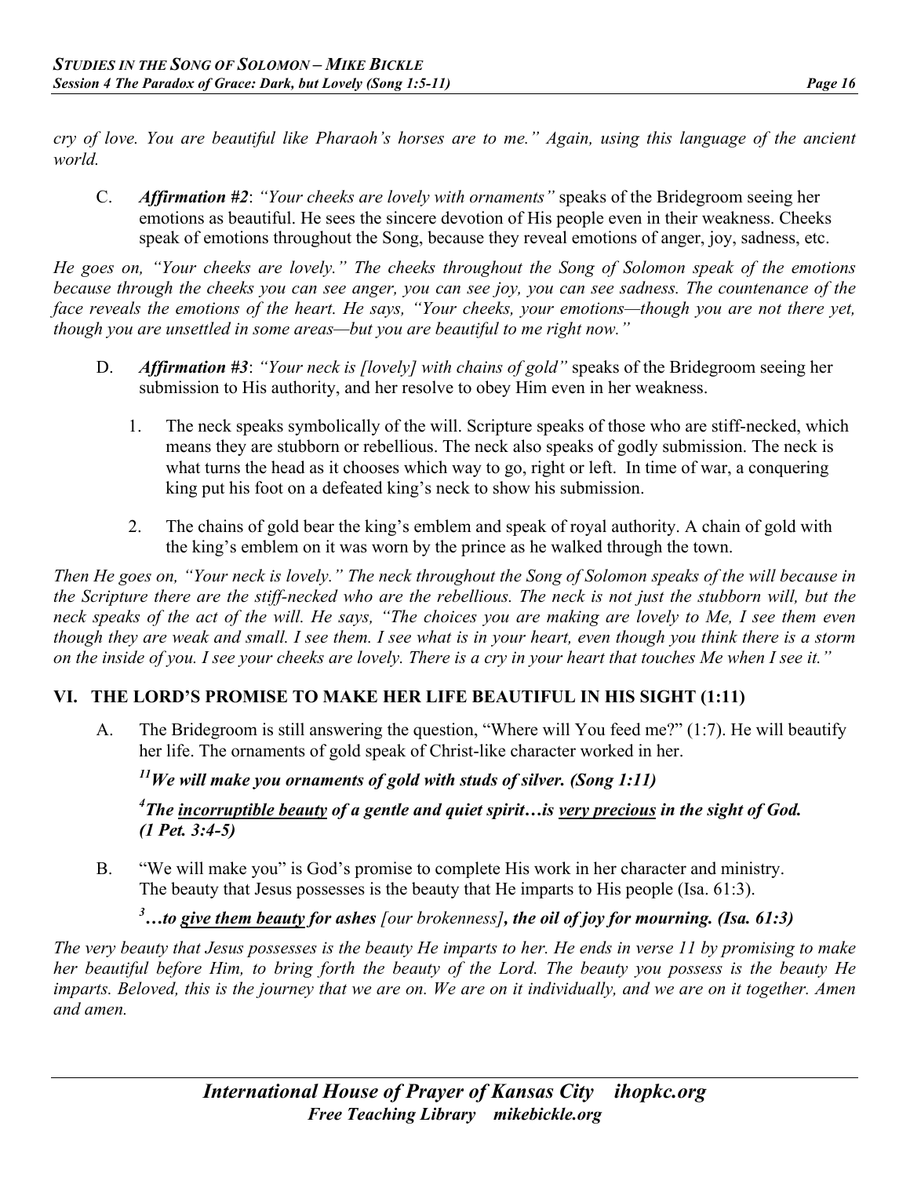*cry of love. You are beautiful like Pharaoh's horses are to me." Again, using this language of the ancient world.*

C. ***Affirmation #2***: *"Your cheeks are lovely with ornaments"* speaks of the Bridegroom seeing her emotions as beautiful. He sees the sincere devotion of His people even in their weakness. Cheeks speak of emotions throughout the Song, because they reveal emotions of anger, joy, sadness, etc.

*He goes on, "Your cheeks are lovely." The cheeks throughout the Song of Solomon speak of the emotions because through the cheeks you can see anger, you can see joy, you can see sadness. The countenance of the face reveals the emotions of the heart. He says, "Your cheeks, your emotions—though you are not there yet, though you are unsettled in some areas—but you are beautiful to me right now."*

D. ***Affirmation #3***: *"Your neck is [lovely] with chains of gold"* speaks of the Bridegroom seeing her submission to His authority, and her resolve to obey Him even in her weakness.

1. The neck speaks symbolically of the will. Scripture speaks of those who are stiff-necked, which means they are stubborn or rebellious. The neck also speaks of godly submission. The neck is what turns the head as it chooses which way to go, right or left. In time of war, a conquering king put his foot on a defeated king's neck to show his submission.

2. The chains of gold bear the king's emblem and speak of royal authority. A chain of gold with the king's emblem on it was worn by the prince as he walked through the town.

*Then He goes on, "Your neck is lovely." The neck throughout the Song of Solomon speaks of the will because in the Scripture there are the stiff-necked who are the rebellious. The neck is not just the stubborn will, but the neck speaks of the act of the will. He says, "The choices you are making are lovely to Me, I see them even though they are weak and small. I see them. I see what is in your heart, even though you think there is a storm on the inside of you. I see your cheeks are lovely. There is a cry in your heart that touches Me when I see it."*

## VI. THE LORD'S PROMISE TO MAKE HER LIFE BEAUTIFUL IN HIS SIGHT (1:11)

A. The Bridegroom is still answering the question, "Where will You feed me?" (1:7). He will beautify her life. The ornaments of gold speak of Christ-like character worked in her.

***[11]We will make you ornaments of gold with studs of silver. (Song 1:11)***

***[4]The <u>incorruptible beauty</u> of a gentle and quiet spirit…is <u>very precious</u> in the sight of God. (1 Pet. 3:4-5)***

B. "We will make you" is God's promise to complete His work in her character and ministry. The beauty that Jesus possesses is the beauty that He imparts to His people (Isa. 61:3).

***[3]…to <u>give them beauty</u> for ashes** [our brokenness]**, the oil of joy for mourning. (Isa. 61:3)***

*The very beauty that Jesus possesses is the beauty He imparts to her. He ends in verse 11 by promising to make her beautiful before Him, to bring forth the beauty of the Lord. The beauty you possess is the beauty He imparts. Beloved, this is the journey that we are on. We are on it individually, and we are on it together. Amen and amen.*